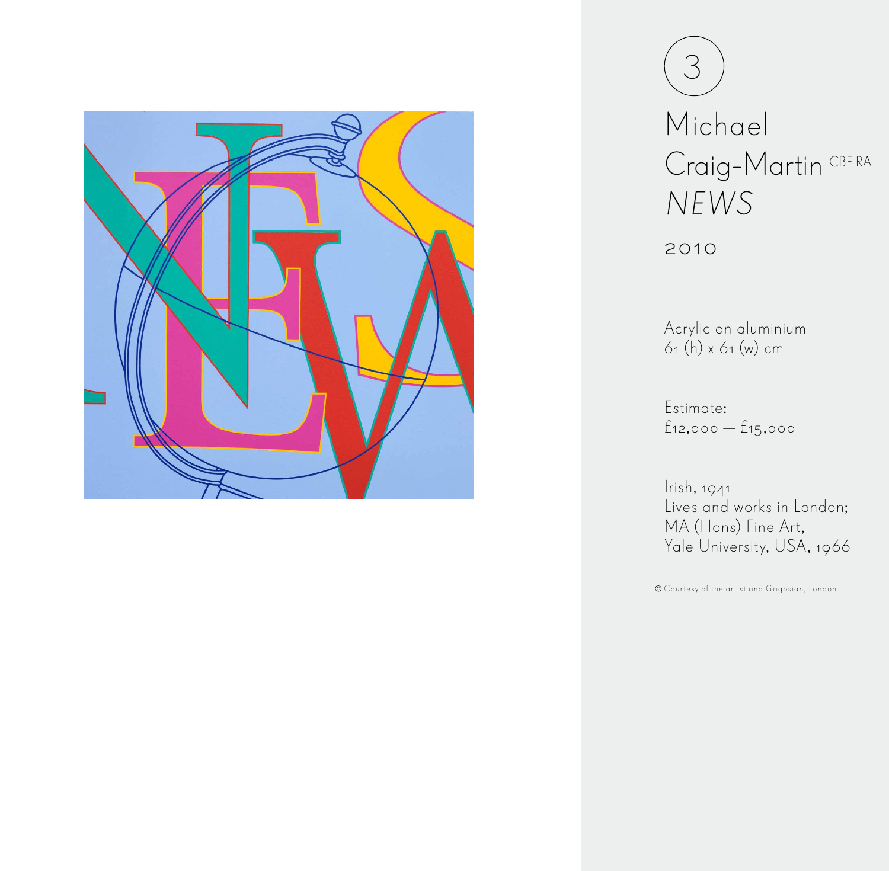3

# Michael Craig-Martin CBE RA

## *NEWS*

2010

Acrylic on aluminium
61 (h) x 61 (w) cm

Estimate:
£12,000 — £15,000

Irish, 1941
Lives and works in London;
MA (Hons) Fine Art,
Yale University, USA, 1966

© Courtesy of the artist and Gagosian, London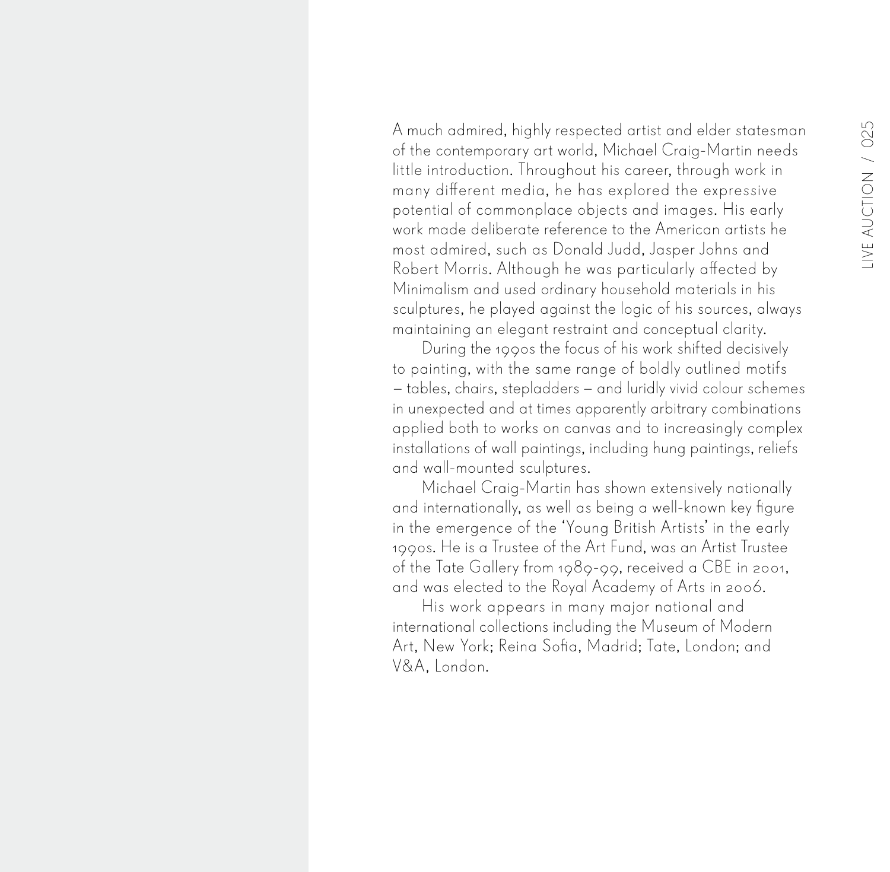A much admired, highly respected artist and elder statesman of the contemporary art world, Michael Craig-Martin needs little introduction. Throughout his career, through work in many different media, he has explored the expressive potential of commonplace objects and images. His early work made deliberate reference to the American artists he most admired, such as Donald Judd, Jasper Johns and Robert Morris. Although he was particularly affected by Minimalism and used ordinary household materials in his sculptures, he played against the logic of his sources, always maintaining an elegant restraint and conceptual clarity.

During the 1990s the focus of his work shifted decisively to painting, with the same range of boldly outlined motifs – tables, chairs, stepladders – and luridly vivid colour schemes in unexpected and at times apparently arbitrary combinations applied both to works on canvas and to increasingly complex installations of wall paintings, including hung paintings, reliefs and wall-mounted sculptures.

Michael Craig-Martin has shown extensively nationally and internationally, as well as being a well-known key figure in the emergence of the 'Young British Artists' in the early 1990s. He is a Trustee of the Art Fund, was an Artist Trustee of the Tate Gallery from 1989-99, received a CBE in 2001, and was elected to the Royal Academy of Arts in 2006.

His work appears in many major national and international collections including the Museum of Modern Art, New York; Reina Sofia, Madrid; Tate, London; and V&A, London.